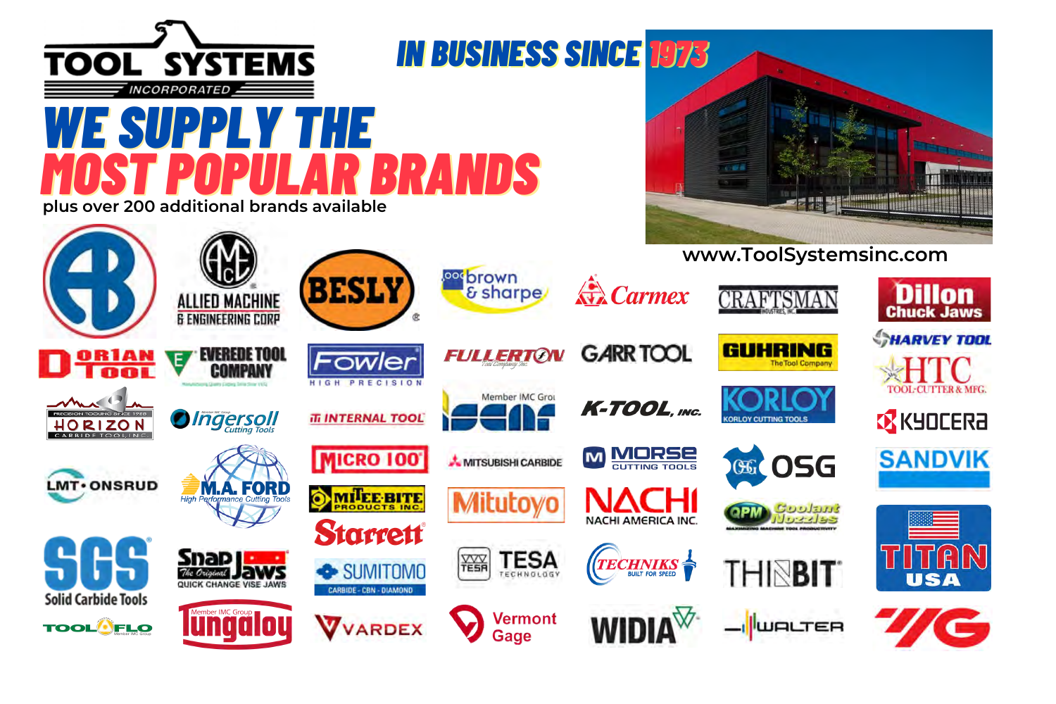# TOOL SYSTEMS INCORPORATED

## IN BUSINESS SINCE 1973

# WE SUPPLY THE MOST POPULAR BRANDS

plus over 200 additional brands available

www.ToolSystemsinc.com

- AB
- Allied Machine & Engineering Corp
- Besly
- Brown & Sharpe
- Carmex
- Craftsman Industries, Inc.
- Dillon Chuck Jaws
- Dorian Tool
- Everede Tool Company
- Fowler High Precision
- Fullerton Tool Company Inc.
- Garr Tool
- Guhring The Tool Company
- Harvey Tool
- HTC Tool-Cutter & Mfg.
- Horizon Carbide Tool, Inc.
- Ingersoll Cutting Tools
- Internal Tool
- Iscar
- K-Tool, Inc.
- Korloy Cutting Tools
- Kyocera
- LMT Onsrud
- M.A. Ford High Performance Cutting Tools
- Micro 100
- Mitee-Bite Products Inc.
- Mitsubishi Carbide
- Mitutoyo
- Morse Cutting Tools
- Nachi America Inc.
- OSG
- QPM Coolant Nozzles
- Sandvik
- SGS Solid Carbide Tools
- Snap Jaws Quick Change Vise Jaws
- Starrett
- Sumitomo Carbide - CBN - Diamond
- TESA Technology
- Techniks Built for Speed
- Thinbit
- Titan USA
- Toolflo
- Tungaloy
- Vardex
- Vermont Gage
- Widia
- Walter
- YG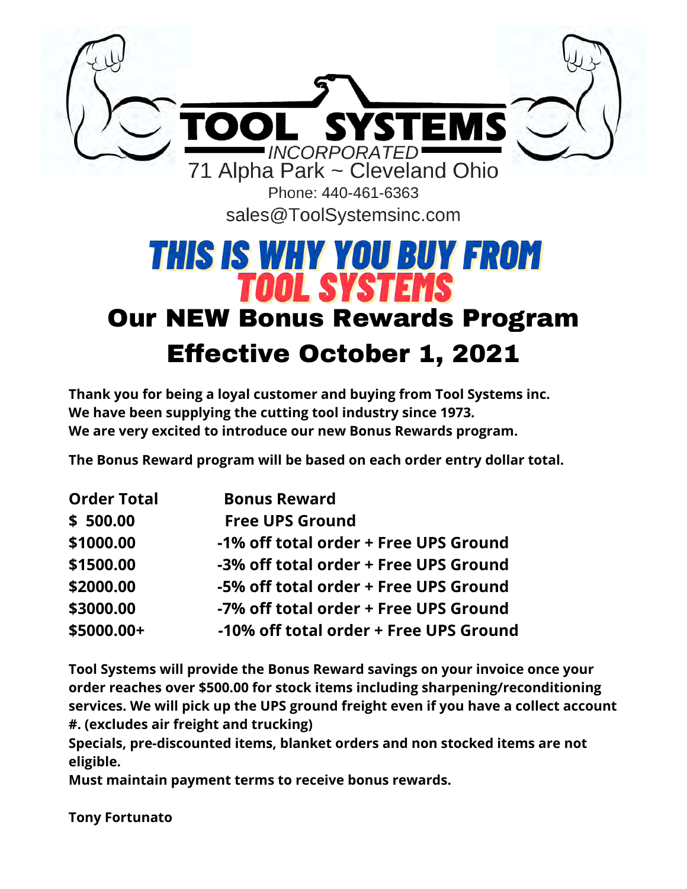# TOOL SYSTEMS

*INCORPORATED*

71 Alpha Park ~ Cleveland Ohio

Phone: 440-461-6363

sales@ToolSystemsinc.com

# THIS IS WHY YOU BUY FROM TOOL SYSTEMS

## Our NEW Bonus Rewards Program

## Effective October 1, 2021

**Thank you for being a loyal customer and buying from Tool Systems inc.**
**We have been supplying the cutting tool industry since 1973.**
**We are very excited to introduce our new Bonus Rewards program.**

**The Bonus Reward program will be based on each order entry dollar total.**

| Order Total | Bonus Reward |
|---|---|
| $ 500.00 | Free UPS Ground |
| $1000.00 | -1% off total order + Free UPS Ground |
| $1500.00 | -3% off total order + Free UPS Ground |
| $2000.00 | -5% off total order + Free UPS Ground |
| $3000.00 | -7% off total order + Free UPS Ground |
| $5000.00+ | -10% off total order + Free UPS Ground |

**Tool Systems will provide the Bonus Reward savings on your invoice once your order reaches over $500.00 for stock items including sharpening/reconditioning services. We will pick up the UPS ground freight even if you have a collect account #. (excludes air freight and trucking)**
**Specials, pre-discounted items, blanket orders and non stocked items are not eligible.**
**Must maintain payment terms to receive bonus rewards.**

**Tony Fortunato**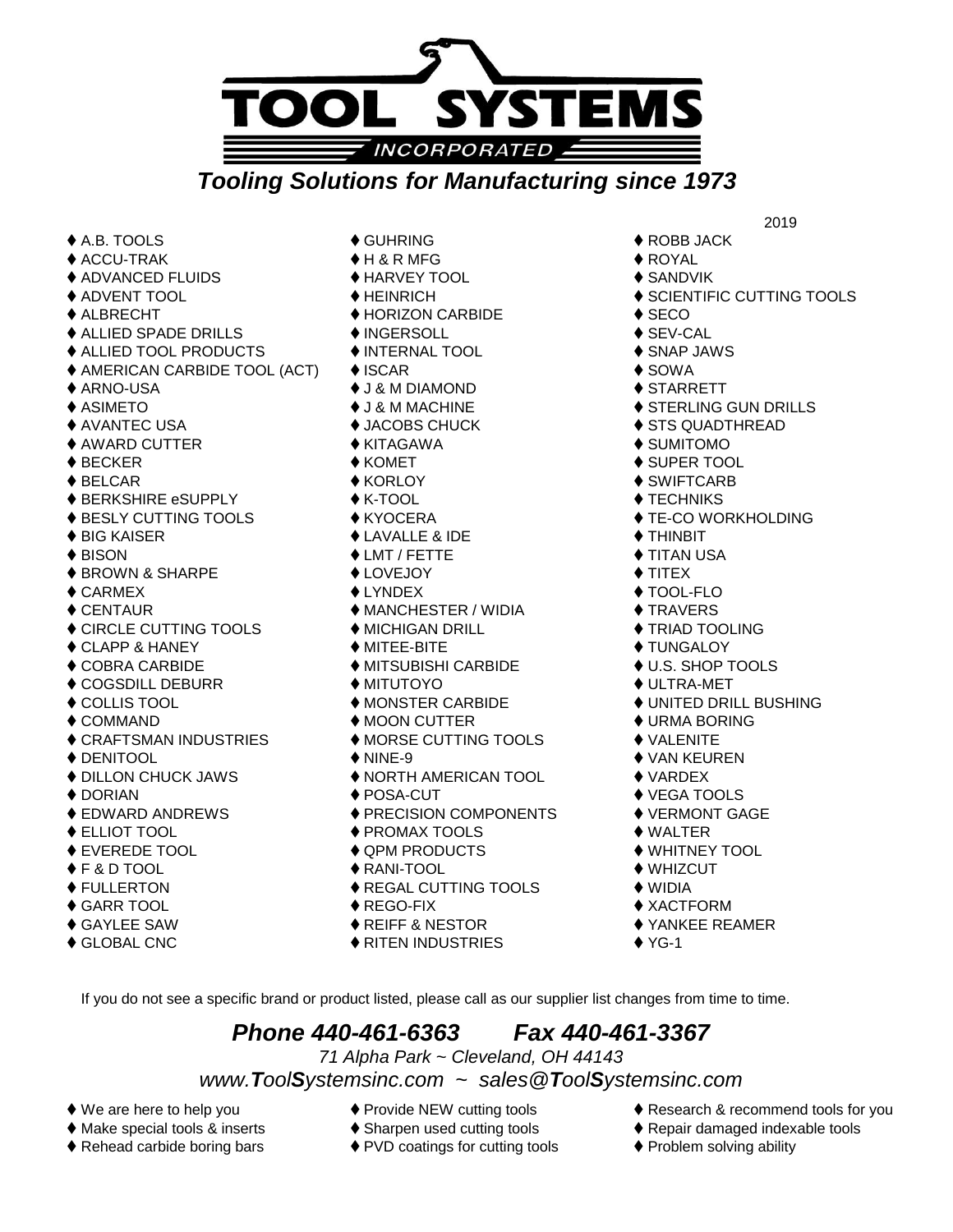# TOOL SYSTEMS

INCORPORATED

***Tooling Solutions for Manufacturing since 1973***

2019

- A.B. TOOLS
- ACCU-TRAK
- ADVANCED FLUIDS
- ADVENT TOOL
- ALBRECHT
- ALLIED SPADE DRILLS
- ALLIED TOOL PRODUCTS
- AMERICAN CARBIDE TOOL (ACT)
- ARNO-USA
- ASIMETO
- AVANTEC USA
- AWARD CUTTER
- BECKER
- BELCAR
- BERKSHIRE eSUPPLY
- BESLY CUTTING TOOLS
- BIG KAISER
- BISON
- BROWN & SHARPE
- CARMEX
- CENTAUR
- CIRCLE CUTTING TOOLS
- CLAPP & HANEY
- COBRA CARBIDE
- COGSDILL DEBURR
- COLLIS TOOL
- COMMAND
- CRAFTSMAN INDUSTRIES
- DENITOOL
- DILLON CHUCK JAWS
- DORIAN
- EDWARD ANDREWS
- ELLIOT TOOL
- EVEREDE TOOL
- F & D TOOL
- FULLERTON
- GARR TOOL
- GAYLEE SAW
- GLOBAL CNC
- GUHRING
- H & R MFG
- HARVEY TOOL
- HEINRICH
- HORIZON CARBIDE
- INGERSOLL
- INTERNAL TOOL
- ISCAR
- J & M DIAMOND
- J & M MACHINE
- JACOBS CHUCK
- KITAGAWA
- KOMET
- KORLOY
- K-TOOL
- KYOCERA
- LAVALLE & IDE
- LMT / FETTE
- LOVEJOY
- LYNDEX
- MANCHESTER / WIDIA
- MICHIGAN DRILL
- MITEE-BITE
- MITSUBISHI CARBIDE
- MITUTOYO
- MONSTER CARBIDE
- MOON CUTTER
- MORSE CUTTING TOOLS
- NINE-9
- NORTH AMERICAN TOOL
- POSA-CUT
- PRECISION COMPONENTS
- PROMAX TOOLS
- QPM PRODUCTS
- RANI-TOOL
- REGAL CUTTING TOOLS
- REGO-FIX
- REIFF & NESTOR
- RITEN INDUSTRIES
- ROBB JACK
- ROYAL
- SANDVIK
- SCIENTIFIC CUTTING TOOLS
- SECO
- SEV-CAL
- SNAP JAWS
- SOWA
- STARRETT
- STERLING GUN DRILLS
- STS QUADTHREAD
- SUMITOMO
- SUPER TOOL
- SWIFTCARB
- TECHNIKS
- TE-CO WORKHOLDING
- THINBIT
- TITAN USA
- TITEX
- TOOL-FLO
- TRAVERS
- TRIAD TOOLING
- TUNGALOY
- U.S. SHOP TOOLS
- ULTRA-MET
- UNITED DRILL BUSHING
- URMA BORING
- VALENITE
- VAN KEUREN
- VARDEX
- VEGA TOOLS
- VERMONT GAGE
- WALTER
- WHITNEY TOOL
- WHIZCUT
- WIDIA
- XACTFORM
- YANKEE REAMER
- YG-1

If you do not see a specific brand or product listed, please call as our supplier list changes from time to time.

***Phone 440-461-6363 Fax 440-461-3367***

*71 Alpha Park ~ Cleveland, OH 44143*

*www.ToolSystemsinc.com ~ sales@ToolSystemsinc.com*

- We are here to help you
- Make special tools & inserts
- Rehead carbide boring bars
- Provide NEW cutting tools
- Sharpen used cutting tools
- PVD coatings for cutting tools
- Research & recommend tools for you
- Repair damaged indexable tools
- Problem solving ability